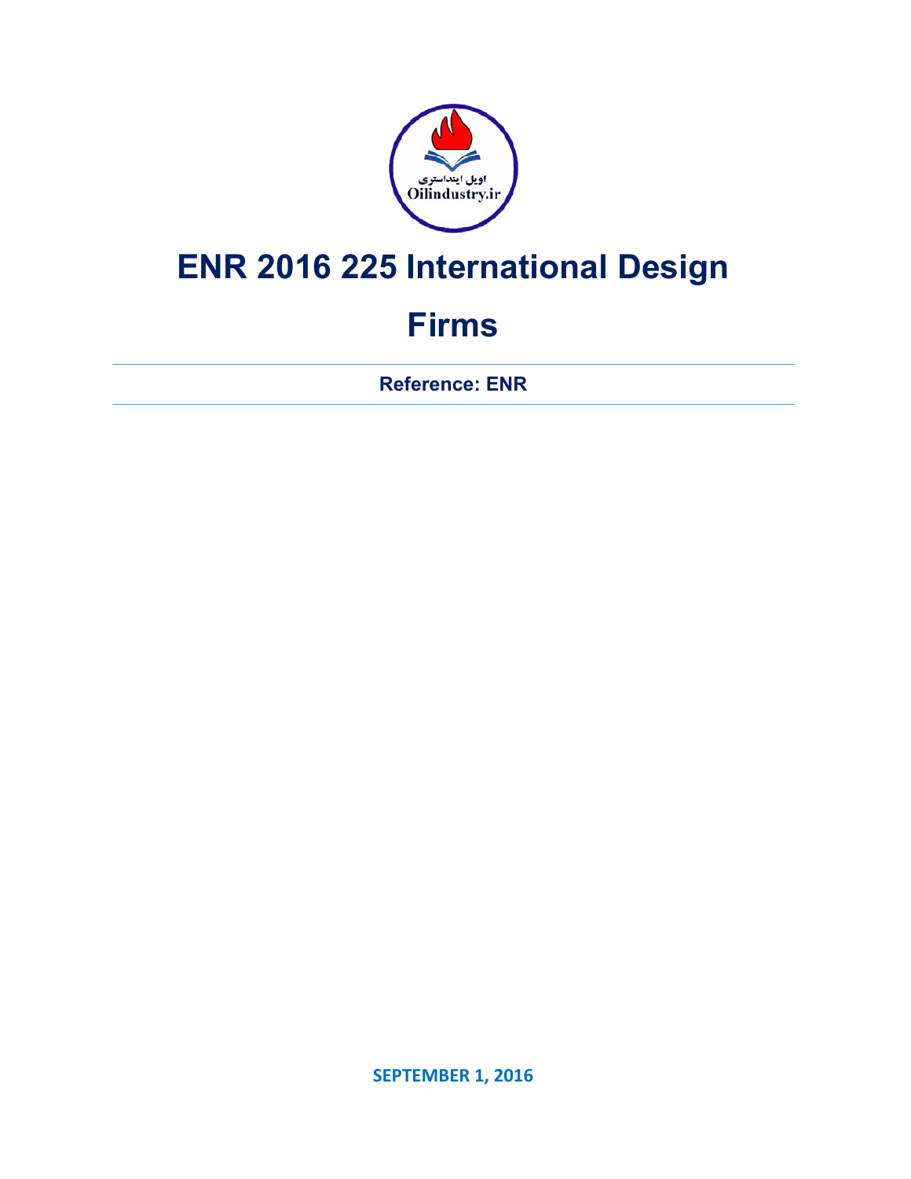# ENR 2016 225 International Design Firms

**Reference: ENR**

**SEPTEMBER 1, 2016**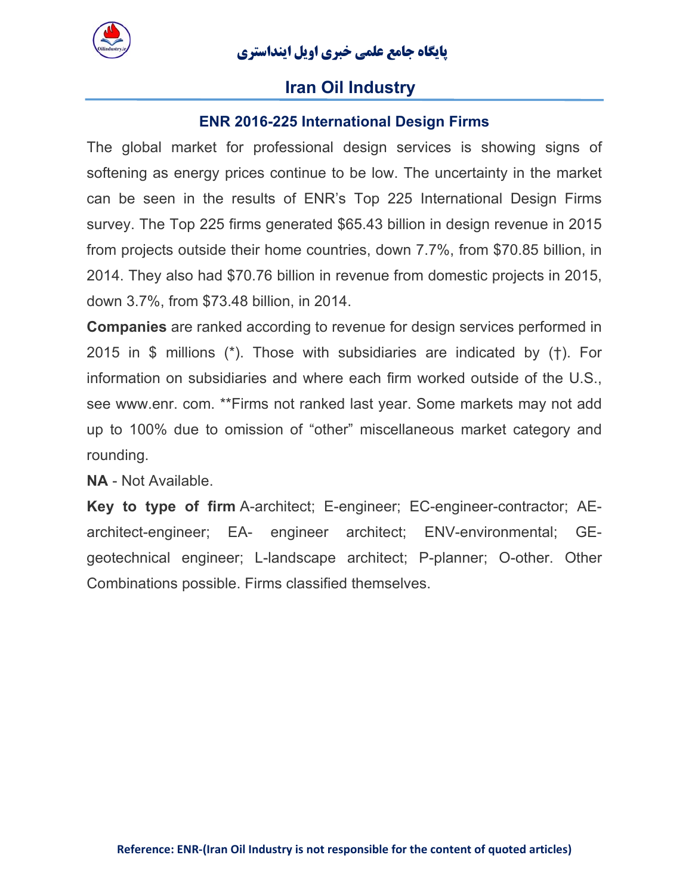## ENR 2016-225 International Design Firms

The global market for professional design services is showing signs of softening as energy prices continue to be low. The uncertainty in the market can be seen in the results of ENR's Top 225 International Design Firms survey. The Top 225 firms generated $65.43 billion in design revenue in 2015 from projects outside their home countries, down 7.7%, from $70.85 billion, in 2014. They also had $70.76 billion in revenue from domestic projects in 2015, down 3.7%, from $73.48 billion, in 2014.

**Companies** are ranked according to revenue for design services performed in 2015 in $ millions (*). Those with subsidiaries are indicated by (†). For information on subsidiaries and where each firm worked outside of the U.S., see www.enr. com. **Firms not ranked last year. Some markets may not add up to 100% due to omission of "other" miscellaneous market category and rounding.

**NA** - Not Available.

**Key to type of firm** A-architect; E-engineer; EC-engineer-contractor; AE-architect-engineer; EA- engineer architect; ENV-environmental; GE-geotechnical engineer; L-landscape architect; P-planner; O-other. Other Combinations possible. Firms classified themselves.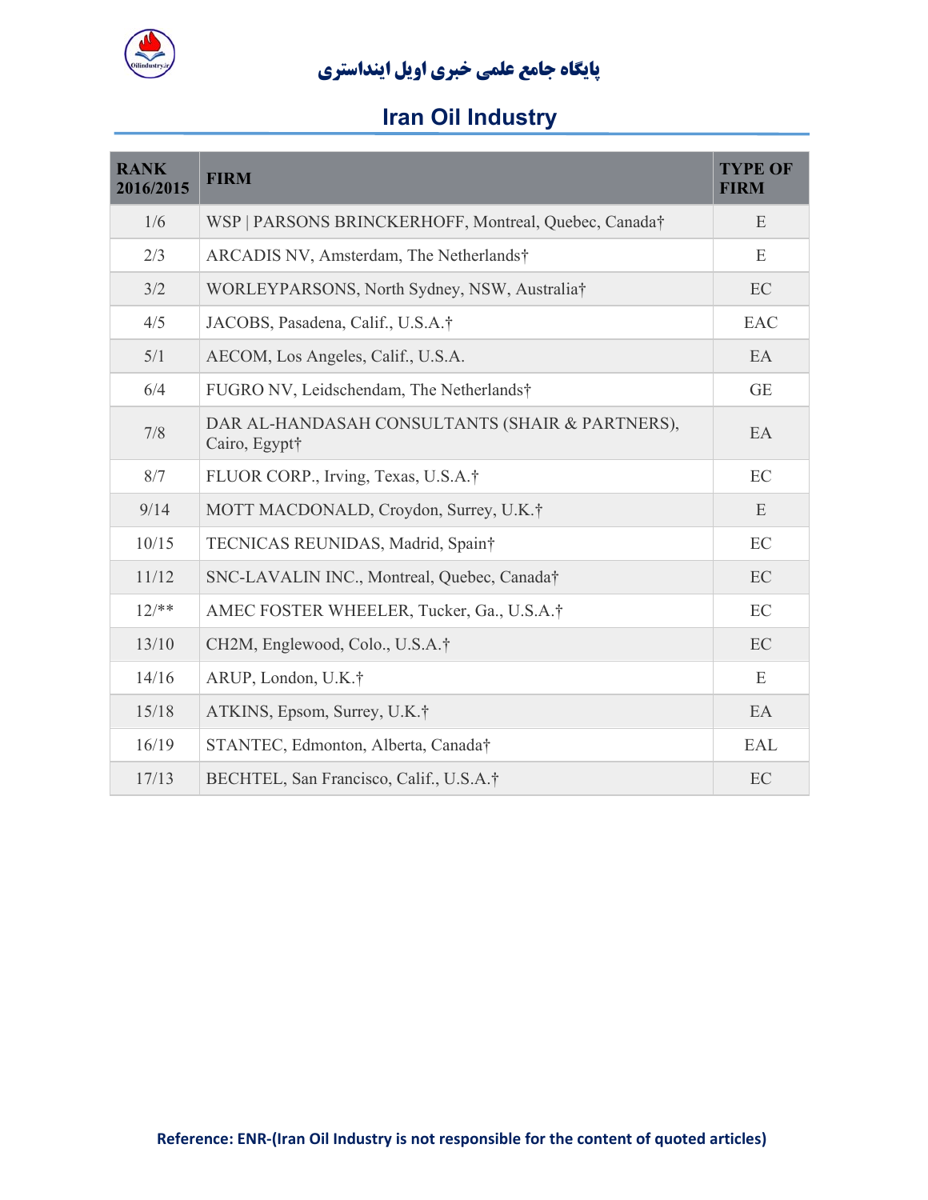| RANK 2016/2015 | FIRM | TYPE OF FIRM |
|---|---|---|
| 1/6 | WSP \| PARSONS BRINCKERHOFF, Montreal, Quebec, Canada† | E |
| 2/3 | ARCADIS NV, Amsterdam, The Netherlands† | E |
| 3/2 | WORLEYPARSONS, North Sydney, NSW, Australia† | EC |
| 4/5 | JACOBS, Pasadena, Calif., U.S.A.† | EAC |
| 5/1 | AECOM, Los Angeles, Calif., U.S.A. | EA |
| 6/4 | FUGRO NV, Leidschendam, The Netherlands† | GE |
| 7/8 | DAR AL-HANDASAH CONSULTANTS (SHAIR & PARTNERS), Cairo, Egypt† | EA |
| 8/7 | FLUOR CORP., Irving, Texas, U.S.A.† | EC |
| 9/14 | MOTT MACDONALD, Croydon, Surrey, U.K.† | E |
| 10/15 | TECNICAS REUNIDAS, Madrid, Spain† | EC |
| 11/12 | SNC-LAVALIN INC., Montreal, Quebec, Canada† | EC |
| 12/** | AMEC FOSTER WHEELER, Tucker, Ga., U.S.A.† | EC |
| 13/10 | CH2M, Englewood, Colo., U.S.A.† | EC |
| 14/16 | ARUP, London, U.K.† | E |
| 15/18 | ATKINS, Epsom, Surrey, U.K.† | EA |
| 16/19 | STANTEC, Edmonton, Alberta, Canada† | EAL |
| 17/13 | BECHTEL, San Francisco, Calif., U.S.A.† | EC |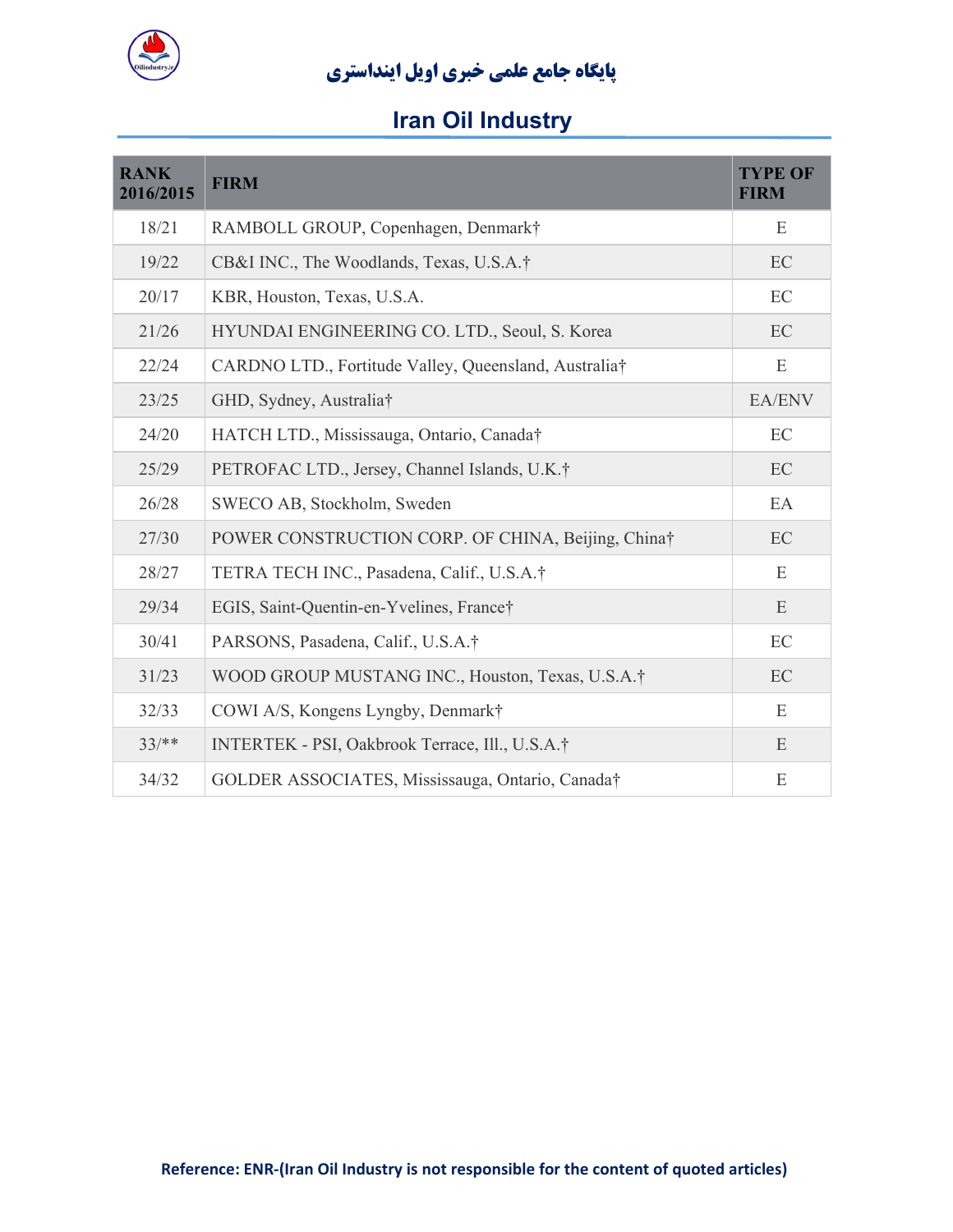| RANK 2016/2015 | FIRM | TYPE OF FIRM |
|---|---|---|
| 18/21 | RAMBOLL GROUP, Copenhagen, Denmark† | E |
| 19/22 | CB&I INC., The Woodlands, Texas, U.S.A.† | EC |
| 20/17 | KBR, Houston, Texas, U.S.A. | EC |
| 21/26 | HYUNDAI ENGINEERING CO. LTD., Seoul, S. Korea | EC |
| 22/24 | CARDNO LTD., Fortitude Valley, Queensland, Australia† | E |
| 23/25 | GHD, Sydney, Australia† | EA/ENV |
| 24/20 | HATCH LTD., Mississauga, Ontario, Canada† | EC |
| 25/29 | PETROFAC LTD., Jersey, Channel Islands, U.K.† | EC |
| 26/28 | SWECO AB, Stockholm, Sweden | EA |
| 27/30 | POWER CONSTRUCTION CORP. OF CHINA, Beijing, China† | EC |
| 28/27 | TETRA TECH INC., Pasadena, Calif., U.S.A.† | E |
| 29/34 | EGIS, Saint-Quentin-en-Yvelines, France† | E |
| 30/41 | PARSONS, Pasadena, Calif., U.S.A.† | EC |
| 31/23 | WOOD GROUP MUSTANG INC., Houston, Texas, U.S.A.† | EC |
| 32/33 | COWI A/S, Kongens Lyngby, Denmark† | E |
| 33/** | INTERTEK - PSI, Oakbrook Terrace, Ill., U.S.A.† | E |
| 34/32 | GOLDER ASSOCIATES, Mississauga, Ontario, Canada† | E |

**Reference: ENR-(Iran Oil Industry is not responsible for the content of quoted articles)**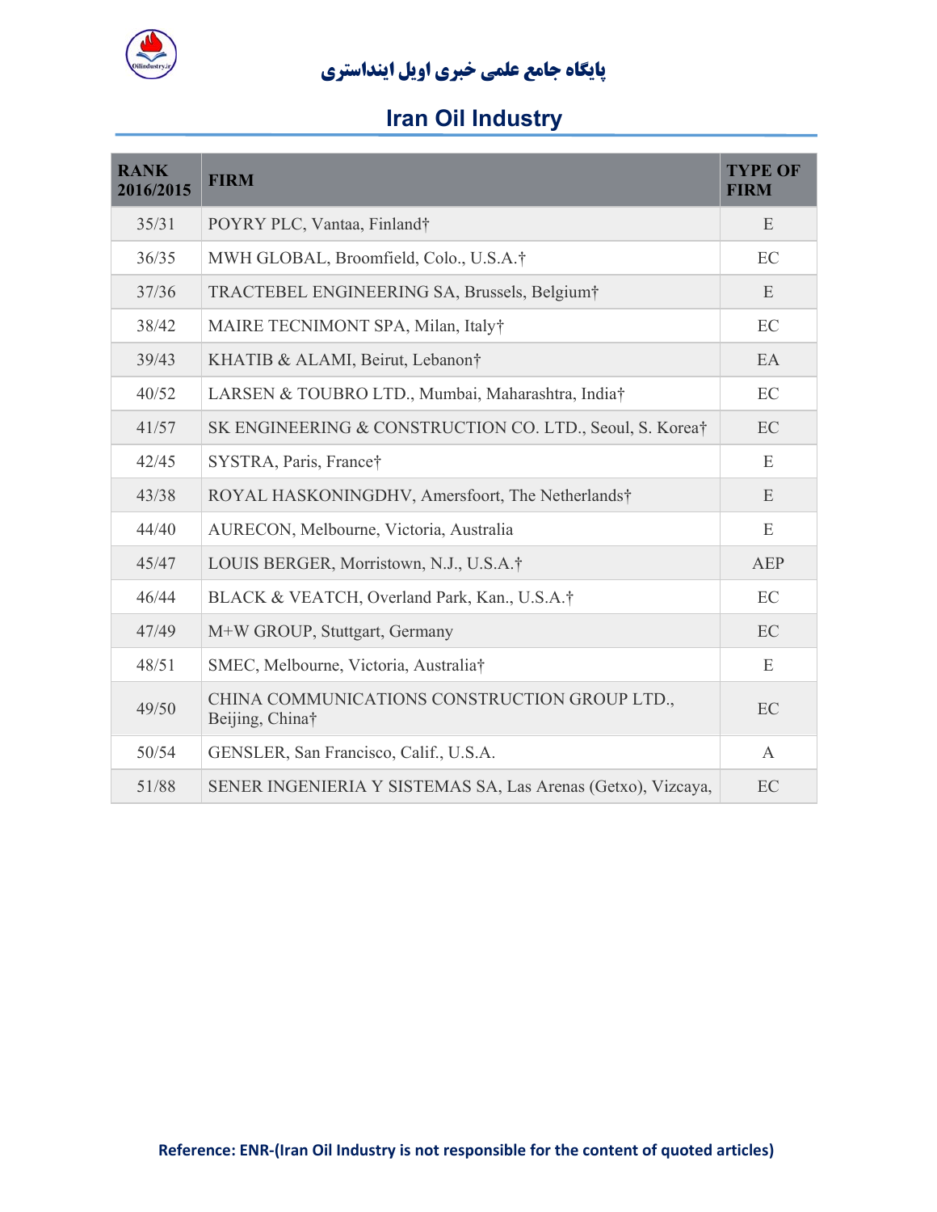| RANK 2016/2015 | FIRM | TYPE OF FIRM |
|---|---|---|
| 35/31 | POYRY PLC, Vantaa, Finland† | E |
| 36/35 | MWH GLOBAL, Broomfield, Colo., U.S.A.† | EC |
| 37/36 | TRACTEBEL ENGINEERING SA, Brussels, Belgium† | E |
| 38/42 | MAIRE TECNIMONT SPA, Milan, Italy† | EC |
| 39/43 | KHATIB & ALAMI, Beirut, Lebanon† | EA |
| 40/52 | LARSEN & TOUBRO LTD., Mumbai, Maharashtra, India† | EC |
| 41/57 | SK ENGINEERING & CONSTRUCTION CO. LTD., Seoul, S. Korea† | EC |
| 42/45 | SYSTRA, Paris, France† | E |
| 43/38 | ROYAL HASKONINGDHV, Amersfoort, The Netherlands† | E |
| 44/40 | AURECON, Melbourne, Victoria, Australia | E |
| 45/47 | LOUIS BERGER, Morristown, N.J., U.S.A.† | AEP |
| 46/44 | BLACK & VEATCH, Overland Park, Kan., U.S.A.† | EC |
| 47/49 | M+W GROUP, Stuttgart, Germany | EC |
| 48/51 | SMEC, Melbourne, Victoria, Australia† | E |
| 49/50 | CHINA COMMUNICATIONS CONSTRUCTION GROUP LTD., Beijing, China† | EC |
| 50/54 | GENSLER, San Francisco, Calif., U.S.A. | A |
| 51/88 | SENER INGENIERIA Y SISTEMAS SA, Las Arenas (Getxo), Vizcaya, | EC |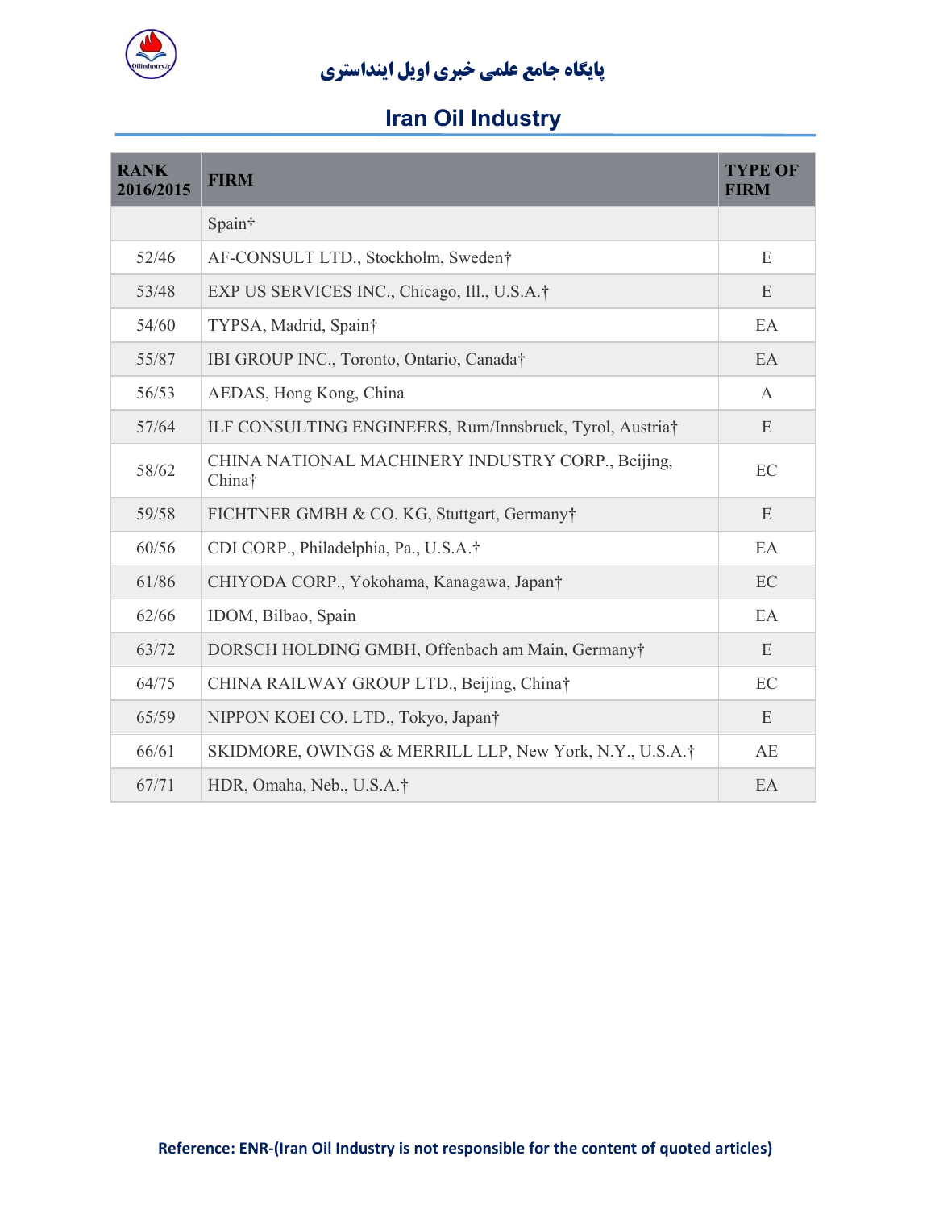| RANK 2016/2015 | FIRM | TYPE OF FIRM |
|---|---|---|
| | Spain† | |
| 52/46 | AF-CONSULT LTD., Stockholm, Sweden† | E |
| 53/48 | EXP US SERVICES INC., Chicago, Ill., U.S.A.† | E |
| 54/60 | TYPSA, Madrid, Spain† | EA |
| 55/87 | IBI GROUP INC., Toronto, Ontario, Canada† | EA |
| 56/53 | AEDAS, Hong Kong, China | A |
| 57/64 | ILF CONSULTING ENGINEERS, Rum/Innsbruck, Tyrol, Austria† | E |
| 58/62 | CHINA NATIONAL MACHINERY INDUSTRY CORP., Beijing, China† | EC |
| 59/58 | FICHTNER GMBH & CO. KG, Stuttgart, Germany† | E |
| 60/56 | CDI CORP., Philadelphia, Pa., U.S.A.† | EA |
| 61/86 | CHIYODA CORP., Yokohama, Kanagawa, Japan† | EC |
| 62/66 | IDOM, Bilbao, Spain | EA |
| 63/72 | DORSCH HOLDING GMBH, Offenbach am Main, Germany† | E |
| 64/75 | CHINA RAILWAY GROUP LTD., Beijing, China† | EC |
| 65/59 | NIPPON KOEI CO. LTD., Tokyo, Japan† | E |
| 66/61 | SKIDMORE, OWINGS & MERRILL LLP, New York, N.Y., U.S.A.† | AE |
| 67/71 | HDR, Omaha, Neb., U.S.A.† | EA |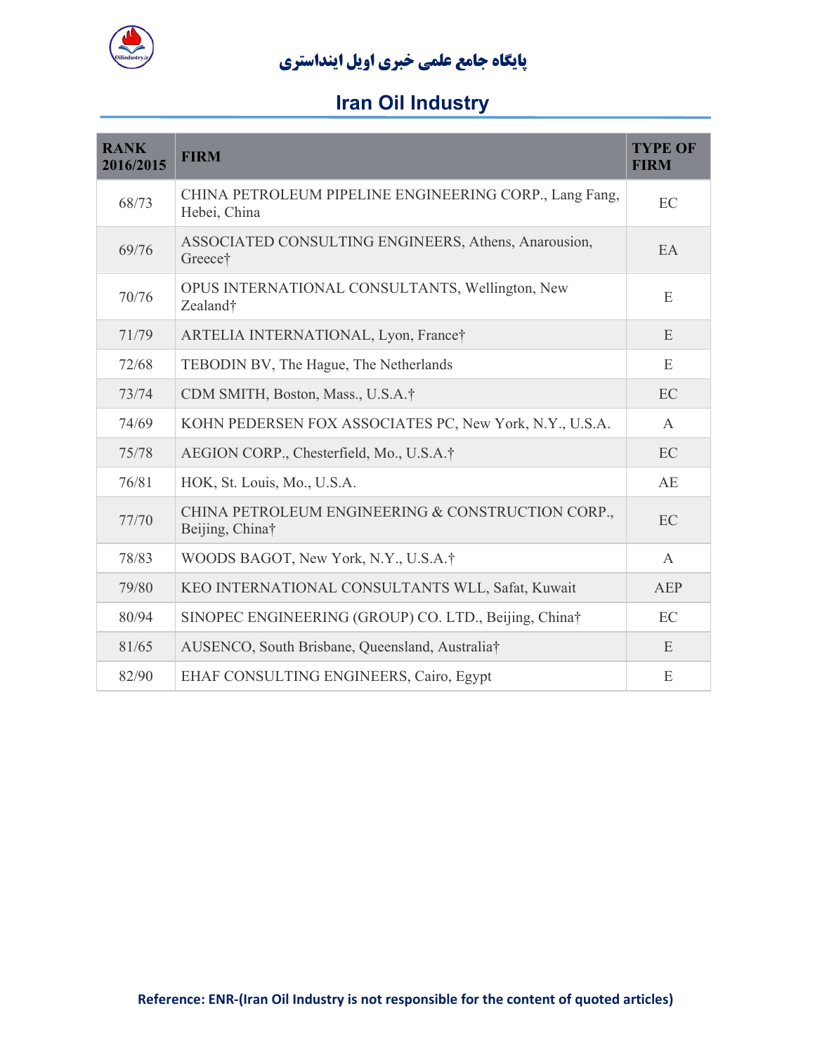| RANK 2016/2015 | FIRM | TYPE OF FIRM |
|---|---|---|
| 68/73 | CHINA PETROLEUM PIPELINE ENGINEERING CORP., Lang Fang, Hebei, China | EC |
| 69/76 | ASSOCIATED CONSULTING ENGINEERS, Athens, Anarousion, Greece† | EA |
| 70/76 | OPUS INTERNATIONAL CONSULTANTS, Wellington, New Zealand† | E |
| 71/79 | ARTELIA INTERNATIONAL, Lyon, France† | E |
| 72/68 | TEBODIN BV, The Hague, The Netherlands | E |
| 73/74 | CDM SMITH, Boston, Mass., U.S.A.† | EC |
| 74/69 | KOHN PEDERSEN FOX ASSOCIATES PC, New York, N.Y., U.S.A. | A |
| 75/78 | AEGION CORP., Chesterfield, Mo., U.S.A.† | EC |
| 76/81 | HOK, St. Louis, Mo., U.S.A. | AE |
| 77/70 | CHINA PETROLEUM ENGINEERING & CONSTRUCTION CORP., Beijing, China† | EC |
| 78/83 | WOODS BAGOT, New York, N.Y., U.S.A.† | A |
| 79/80 | KEO INTERNATIONAL CONSULTANTS WLL, Safat, Kuwait | AEP |
| 80/94 | SINOPEC ENGINEERING (GROUP) CO. LTD., Beijing, China† | EC |
| 81/65 | AUSENCO, South Brisbane, Queensland, Australia† | E |
| 82/90 | EHAF CONSULTING ENGINEERS, Cairo, Egypt | E |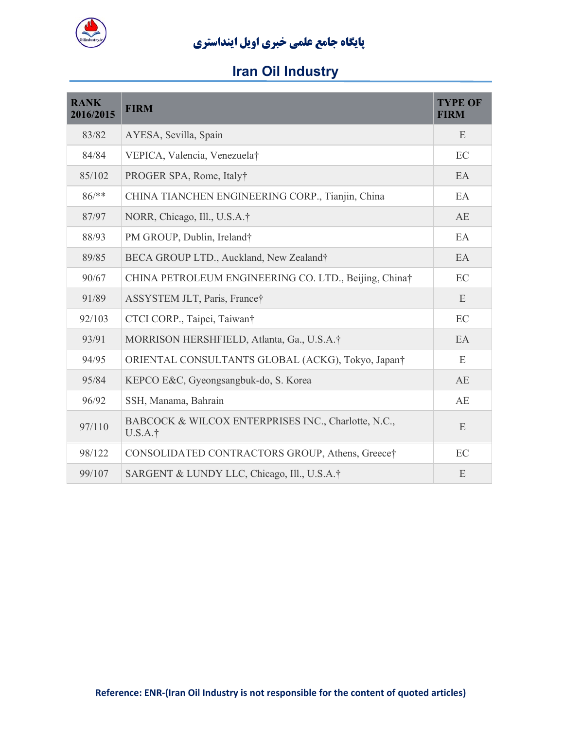| RANK 2016/2015 | FIRM | TYPE OF FIRM |
|---|---|---|
| 83/82 | AYESA, Sevilla, Spain | E |
| 84/84 | VEPICA, Valencia, Venezuela† | EC |
| 85/102 | PROGER SPA, Rome, Italy† | EA |
| 86/** | CHINA TIANCHEN ENGINEERING CORP., Tianjin, China | EA |
| 87/97 | NORR, Chicago, Ill., U.S.A.† | AE |
| 88/93 | PM GROUP, Dublin, Ireland† | EA |
| 89/85 | BECA GROUP LTD., Auckland, New Zealand† | EA |
| 90/67 | CHINA PETROLEUM ENGINEERING CO. LTD., Beijing, China† | EC |
| 91/89 | ASSYSTEM JLT, Paris, France† | E |
| 92/103 | CTCI CORP., Taipei, Taiwan† | EC |
| 93/91 | MORRISON HERSHFIELD, Atlanta, Ga., U.S.A.† | EA |
| 94/95 | ORIENTAL CONSULTANTS GLOBAL (ACKG), Tokyo, Japan† | E |
| 95/84 | KEPCO E&C, Gyeongsangbuk-do, S. Korea | AE |
| 96/92 | SSH, Manama, Bahrain | AE |
| 97/110 | BABCOCK & WILCOX ENTERPRISES INC., Charlotte, N.C., U.S.A.† | E |
| 98/122 | CONSOLIDATED CONTRACTORS GROUP, Athens, Greece† | EC |
| 99/107 | SARGENT & LUNDY LLC, Chicago, Ill., U.S.A.† | E |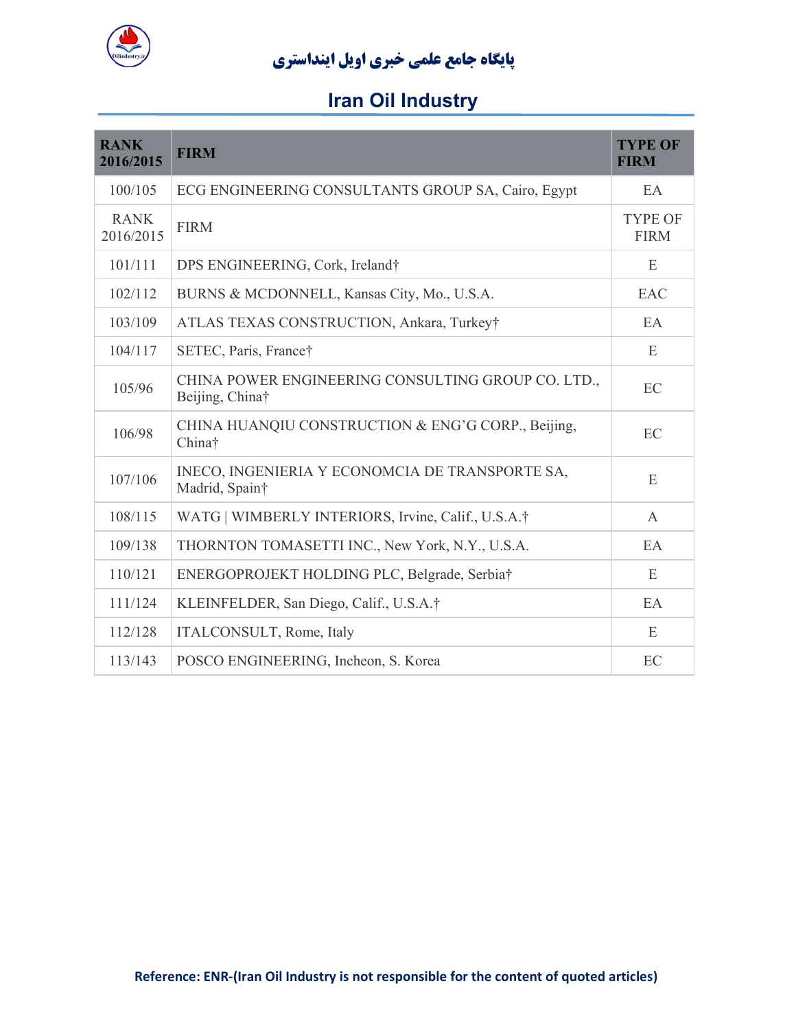| RANK 2016/2015 | FIRM | TYPE OF FIRM |
|---|---|---|
| 100/105 | ECG ENGINEERING CONSULTANTS GROUP SA, Cairo, Egypt | EA |
| RANK 2016/2015 | FIRM | TYPE OF FIRM |
| 101/111 | DPS ENGINEERING, Cork, Ireland† | E |
| 102/112 | BURNS & MCDONNELL, Kansas City, Mo., U.S.A. | EAC |
| 103/109 | ATLAS TEXAS CONSTRUCTION, Ankara, Turkey† | EA |
| 104/117 | SETEC, Paris, France† | E |
| 105/96 | CHINA POWER ENGINEERING CONSULTING GROUP CO. LTD., Beijing, China† | EC |
| 106/98 | CHINA HUANQIU CONSTRUCTION & ENG'G CORP., Beijing, China† | EC |
| 107/106 | INECO, INGENIERIA Y ECONOMCIA DE TRANSPORTE SA, Madrid, Spain† | E |
| 108/115 | WATG \| WIMBERLY INTERIORS, Irvine, Calif., U.S.A.† | A |
| 109/138 | THORNTON TOMASETTI INC., New York, N.Y., U.S.A. | EA |
| 110/121 | ENERGOPROJEKT HOLDING PLC, Belgrade, Serbia† | E |
| 111/124 | KLEINFELDER, San Diego, Calif., U.S.A.† | EA |
| 112/128 | ITALCONSULT, Rome, Italy | E |
| 113/143 | POSCO ENGINEERING, Incheon, S. Korea | EC |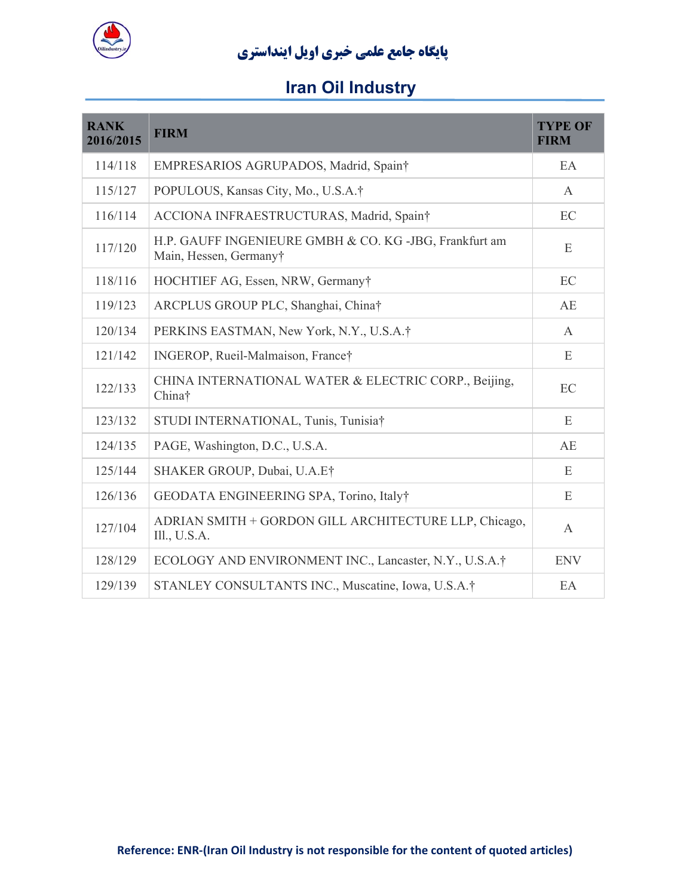| RANK 2016/2015 | FIRM | TYPE OF FIRM |
|---|---|---|
| 114/118 | EMPRESARIOS AGRUPADOS, Madrid, Spain† | EA |
| 115/127 | POPULOUS, Kansas City, Mo., U.S.A.† | A |
| 116/114 | ACCIONA INFRAESTRUCTURAS, Madrid, Spain† | EC |
| 117/120 | H.P. GAUFF INGENIEURE GMBH & CO. KG -JBG, Frankfurt am Main, Hessen, Germany† | E |
| 118/116 | HOCHTIEF AG, Essen, NRW, Germany† | EC |
| 119/123 | ARCPLUS GROUP PLC, Shanghai, China† | AE |
| 120/134 | PERKINS EASTMAN, New York, N.Y., U.S.A.† | A |
| 121/142 | INGEROP, Rueil-Malmaison, France† | E |
| 122/133 | CHINA INTERNATIONAL WATER & ELECTRIC CORP., Beijing, China† | EC |
| 123/132 | STUDI INTERNATIONAL, Tunis, Tunisia† | E |
| 124/135 | PAGE, Washington, D.C., U.S.A. | AE |
| 125/144 | SHAKER GROUP, Dubai, U.A.E† | E |
| 126/136 | GEODATA ENGINEERING SPA, Torino, Italy† | E |
| 127/104 | ADRIAN SMITH + GORDON GILL ARCHITECTURE LLP, Chicago, Ill., U.S.A. | A |
| 128/129 | ECOLOGY AND ENVIRONMENT INC., Lancaster, N.Y., U.S.A.† | ENV |
| 129/139 | STANLEY CONSULTANTS INC., Muscatine, Iowa, U.S.A.† | EA |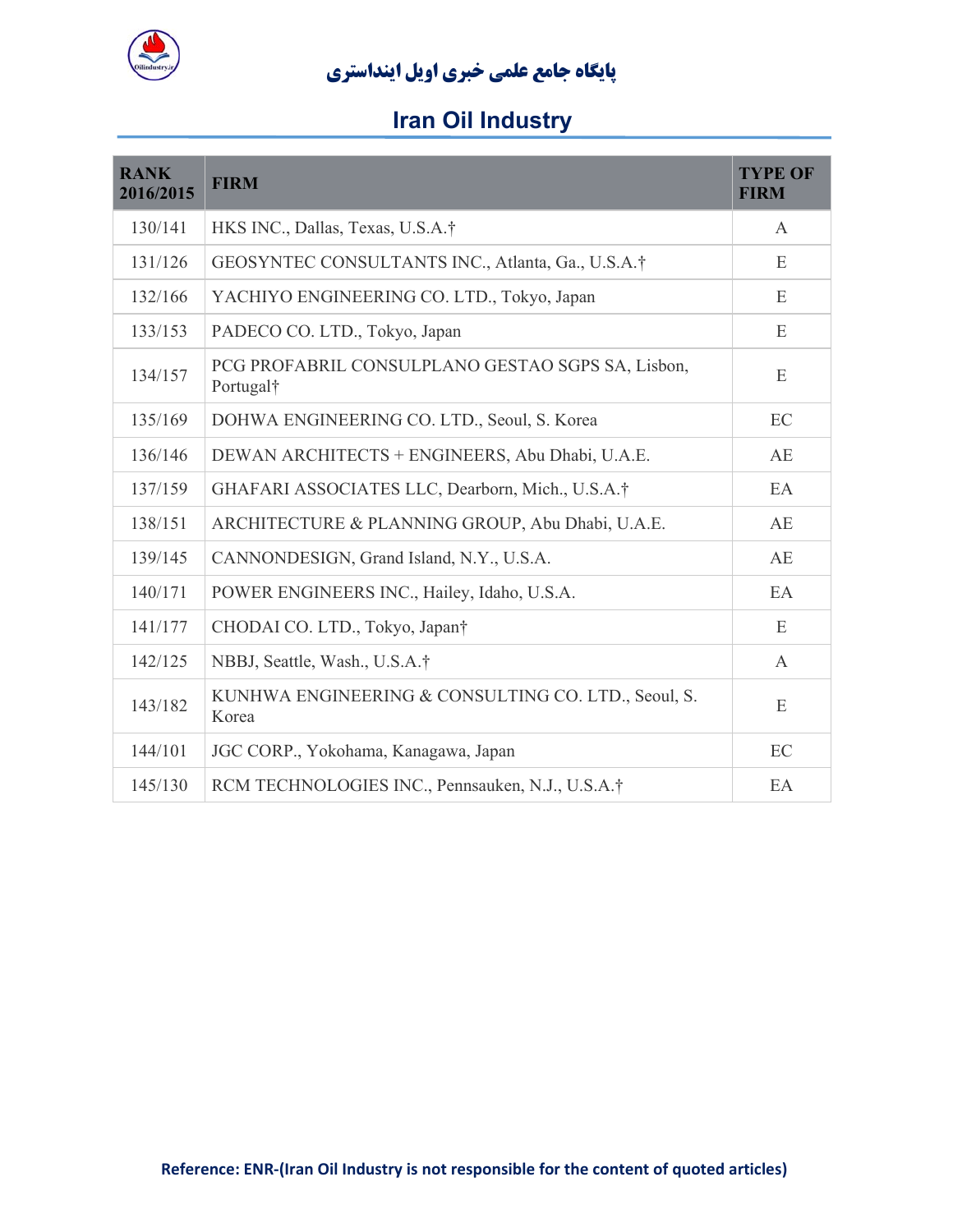| RANK 2016/2015 | FIRM | TYPE OF FIRM |
|---|---|---|
| 130/141 | HKS INC., Dallas, Texas, U.S.A.† | A |
| 131/126 | GEOSYNTEC CONSULTANTS INC., Atlanta, Ga., U.S.A.† | E |
| 132/166 | YACHIYO ENGINEERING CO. LTD., Tokyo, Japan | E |
| 133/153 | PADECO CO. LTD., Tokyo, Japan | E |
| 134/157 | PCG PROFABRIL CONSULPLANO GESTAO SGPS SA, Lisbon, Portugal† | E |
| 135/169 | DOHWA ENGINEERING CO. LTD., Seoul, S. Korea | EC |
| 136/146 | DEWAN ARCHITECTS + ENGINEERS, Abu Dhabi, U.A.E. | AE |
| 137/159 | GHAFARI ASSOCIATES LLC, Dearborn, Mich., U.S.A.† | EA |
| 138/151 | ARCHITECTURE & PLANNING GROUP, Abu Dhabi, U.A.E. | AE |
| 139/145 | CANNONDESIGN, Grand Island, N.Y., U.S.A. | AE |
| 140/171 | POWER ENGINEERS INC., Hailey, Idaho, U.S.A. | EA |
| 141/177 | CHODAI CO. LTD., Tokyo, Japan† | E |
| 142/125 | NBBJ, Seattle, Wash., U.S.A.† | A |
| 143/182 | KUNHWA ENGINEERING & CONSULTING CO. LTD., Seoul, S. Korea | E |
| 144/101 | JGC CORP., Yokohama, Kanagawa, Japan | EC |
| 145/130 | RCM TECHNOLOGIES INC., Pennsauken, N.J., U.S.A.† | EA |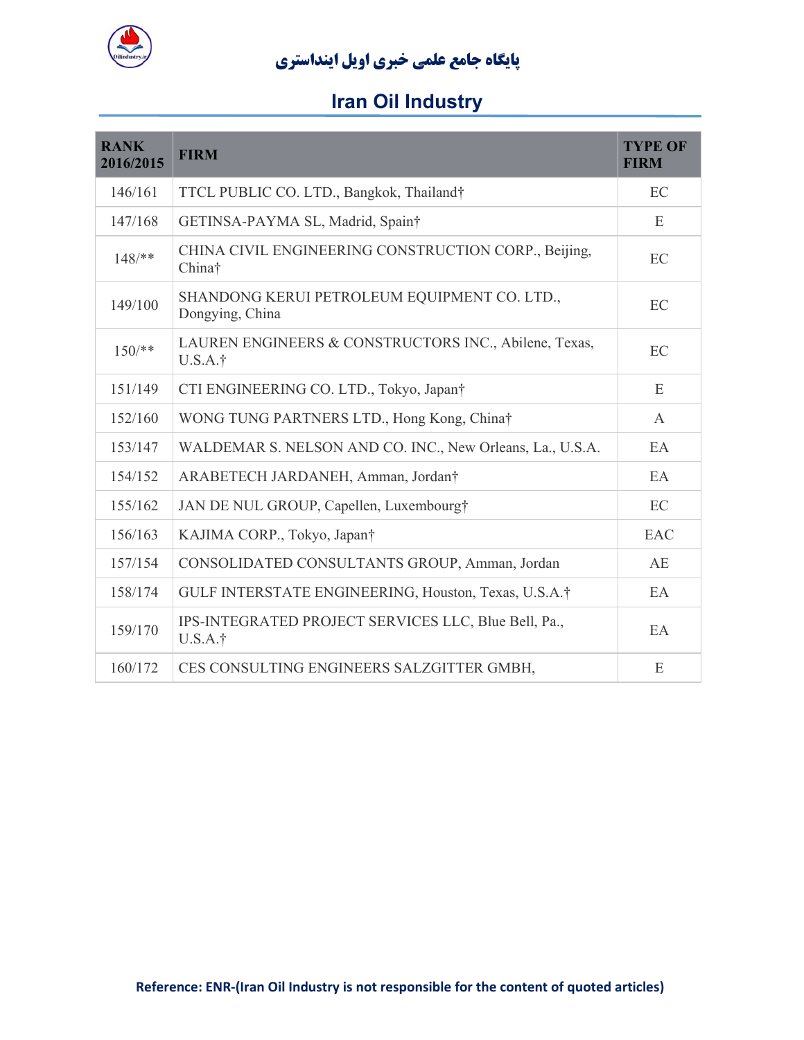| RANK 2016/2015 | FIRM | TYPE OF FIRM |
| --- | --- | --- |
| 146/161 | TTCL PUBLIC CO. LTD., Bangkok, Thailand† | EC |
| 147/168 | GETINSA-PAYMA SL, Madrid, Spain† | E |
| 148/** | CHINA CIVIL ENGINEERING CONSTRUCTION CORP., Beijing, China† | EC |
| 149/100 | SHANDONG KERUI PETROLEUM EQUIPMENT CO. LTD., Dongying, China | EC |
| 150/** | LAUREN ENGINEERS & CONSTRUCTORS INC., Abilene, Texas, U.S.A.† | EC |
| 151/149 | CTI ENGINEERING CO. LTD., Tokyo, Japan† | E |
| 152/160 | WONG TUNG PARTNERS LTD., Hong Kong, China† | A |
| 153/147 | WALDEMAR S. NELSON AND CO. INC., New Orleans, La., U.S.A. | EA |
| 154/152 | ARABETECH JARDANEH, Amman, Jordan† | EA |
| 155/162 | JAN DE NUL GROUP, Capellen, Luxembourg† | EC |
| 156/163 | KAJIMA CORP., Tokyo, Japan† | EAC |
| 157/154 | CONSOLIDATED CONSULTANTS GROUP, Amman, Jordan | AE |
| 158/174 | GULF INTERSTATE ENGINEERING, Houston, Texas, U.S.A.† | EA |
| 159/170 | IPS-INTEGRATED PROJECT SERVICES LLC, Blue Bell, Pa., U.S.A.† | EA |
| 160/172 | CES CONSULTING ENGINEERS SALZGITTER GMBH, | E |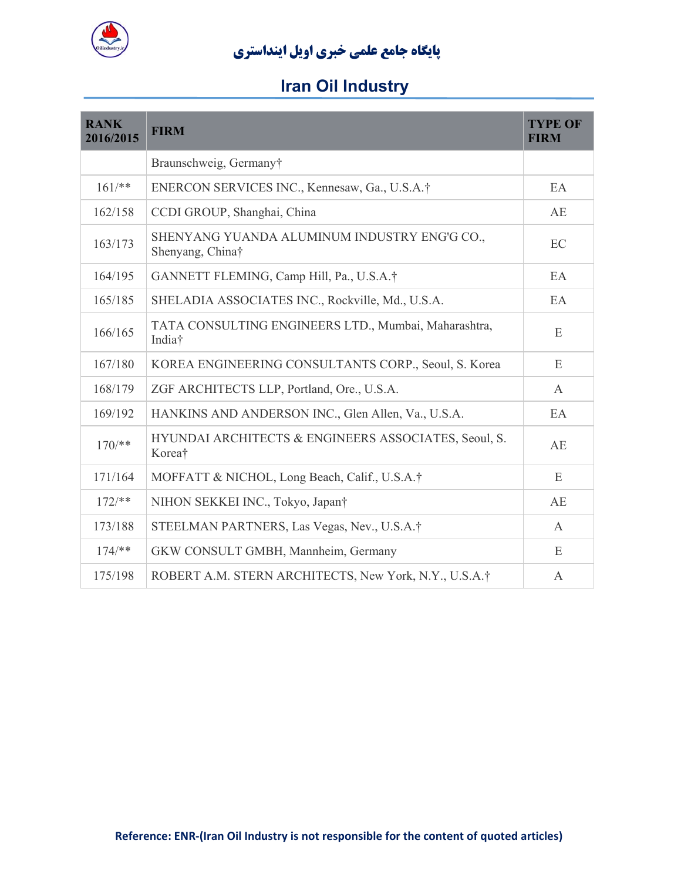| RANK 2016/2015 | FIRM | TYPE OF FIRM |
|---|---|---|
| | Braunschweig, Germany† | |
| 161/** | ENERCON SERVICES INC., Kennesaw, Ga., U.S.A.† | EA |
| 162/158 | CCDI GROUP, Shanghai, China | AE |
| 163/173 | SHENYANG YUANDA ALUMINUM INDUSTRY ENG'G CO., Shenyang, China† | EC |
| 164/195 | GANNETT FLEMING, Camp Hill, Pa., U.S.A.† | EA |
| 165/185 | SHELADIA ASSOCIATES INC., Rockville, Md., U.S.A. | EA |
| 166/165 | TATA CONSULTING ENGINEERS LTD., Mumbai, Maharashtra, India† | E |
| 167/180 | KOREA ENGINEERING CONSULTANTS CORP., Seoul, S. Korea | E |
| 168/179 | ZGF ARCHITECTS LLP, Portland, Ore., U.S.A. | A |
| 169/192 | HANKINS AND ANDERSON INC., Glen Allen, Va., U.S.A. | EA |
| 170/** | HYUNDAI ARCHITECTS & ENGINEERS ASSOCIATES, Seoul, S. Korea† | AE |
| 171/164 | MOFFATT & NICHOL, Long Beach, Calif., U.S.A.† | E |
| 172/** | NIHON SEKKEI INC., Tokyo, Japan† | AE |
| 173/188 | STEELMAN PARTNERS, Las Vegas, Nev., U.S.A.† | A |
| 174/** | GKW CONSULT GMBH, Mannheim, Germany | E |
| 175/198 | ROBERT A.M. STERN ARCHITECTS, New York, N.Y., U.S.A.† | A |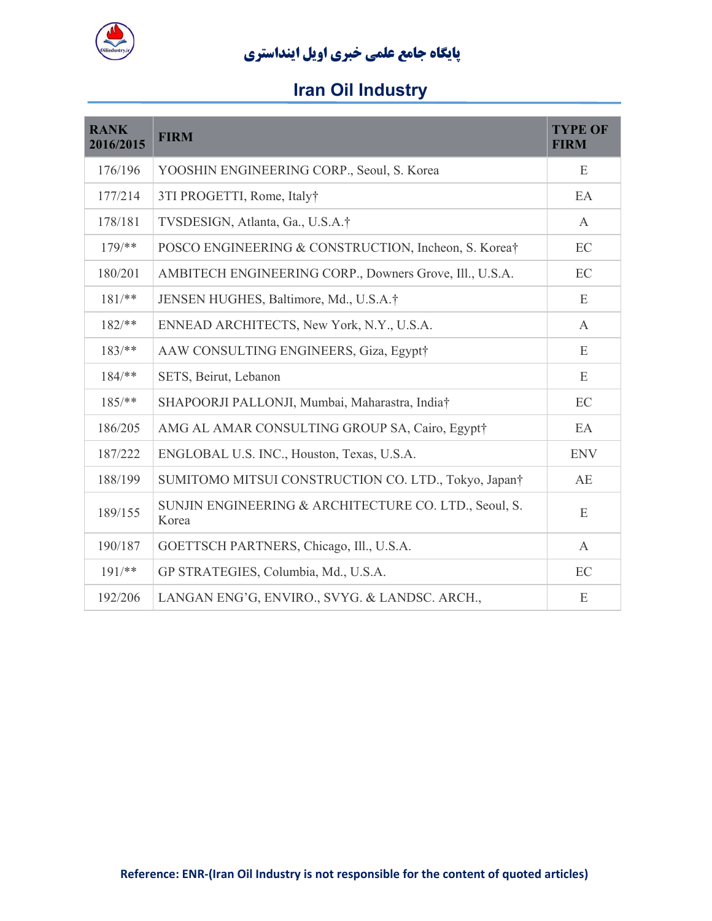| RANK 2016/2015 | FIRM | TYPE OF FIRM |
|---|---|---|
| 176/196 | YOOSHIN ENGINEERING CORP., Seoul, S. Korea | E |
| 177/214 | 3TI PROGETTI, Rome, Italy† | EA |
| 178/181 | TVSDESIGN, Atlanta, Ga., U.S.A.† | A |
| 179/** | POSCO ENGINEERING & CONSTRUCTION, Incheon, S. Korea† | EC |
| 180/201 | AMBITECH ENGINEERING CORP., Downers Grove, Ill., U.S.A. | EC |
| 181/** | JENSEN HUGHES, Baltimore, Md., U.S.A.† | E |
| 182/** | ENNEAD ARCHITECTS, New York, N.Y., U.S.A. | A |
| 183/** | AAW CONSULTING ENGINEERS, Giza, Egypt† | E |
| 184/** | SETS, Beirut, Lebanon | E |
| 185/** | SHAPOORJI PALLONJI, Mumbai, Maharastra, India† | EC |
| 186/205 | AMG AL AMAR CONSULTING GROUP SA, Cairo, Egypt† | EA |
| 187/222 | ENGLOBAL U.S. INC., Houston, Texas, U.S.A. | ENV |
| 188/199 | SUMITOMO MITSUI CONSTRUCTION CO. LTD., Tokyo, Japan† | AE |
| 189/155 | SUNJIN ENGINEERING & ARCHITECTURE CO. LTD., Seoul, S. Korea | E |
| 190/187 | GOETTSCH PARTNERS, Chicago, Ill., U.S.A. | A |
| 191/** | GP STRATEGIES, Columbia, Md., U.S.A. | EC |
| 192/206 | LANGAN ENG'G, ENVIRO., SVYG. & LANDSC. ARCH., | E |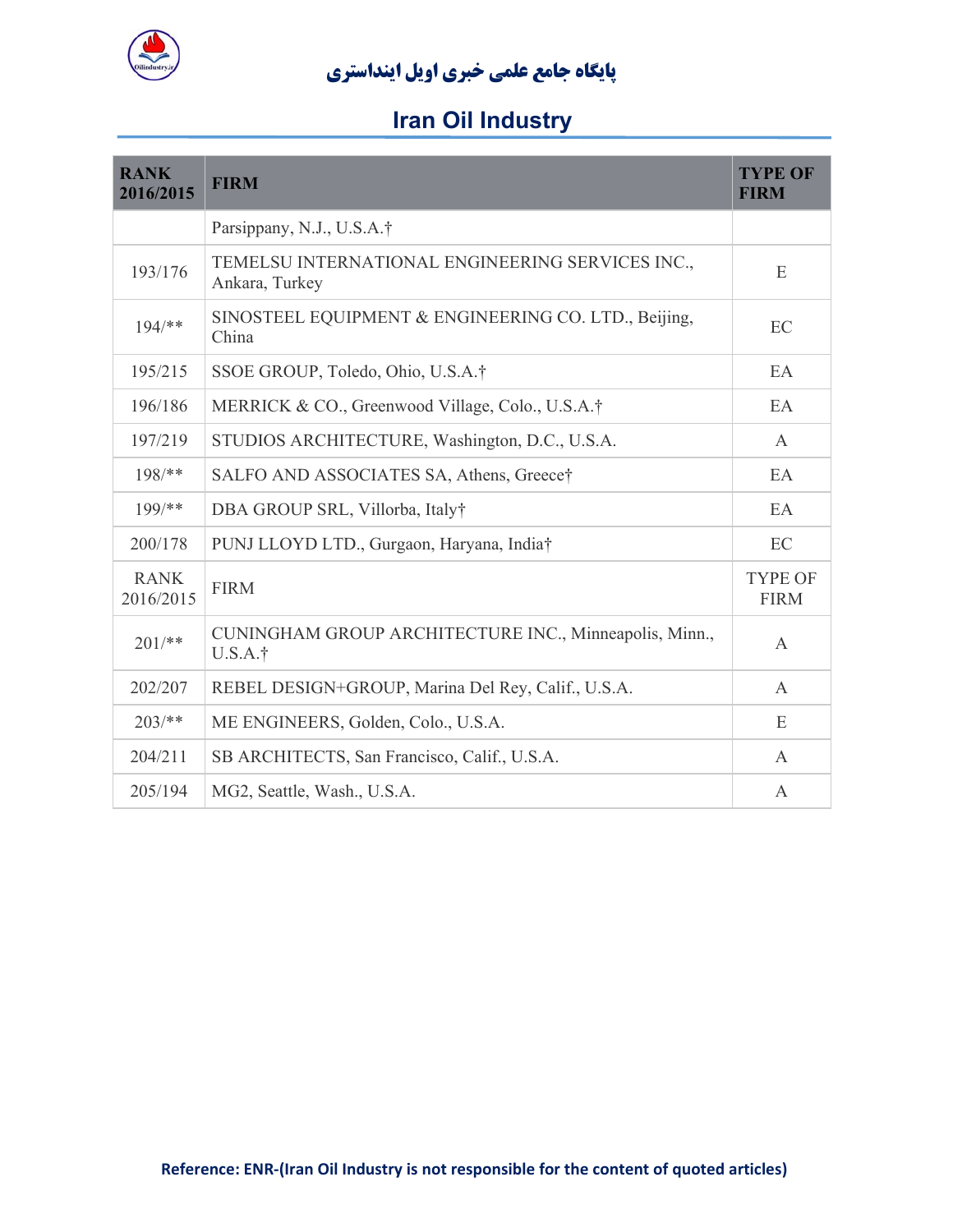| RANK 2016/2015 | FIRM | TYPE OF FIRM |
|---|---|---|
| | Parsippany, N.J., U.S.A.† | |
| 193/176 | TEMELSU INTERNATIONAL ENGINEERING SERVICES INC., Ankara, Turkey | E |
| 194/** | SINOSTEEL EQUIPMENT & ENGINEERING CO. LTD., Beijing, China | EC |
| 195/215 | SSOE GROUP, Toledo, Ohio, U.S.A.† | EA |
| 196/186 | MERRICK & CO., Greenwood Village, Colo., U.S.A.† | EA |
| 197/219 | STUDIOS ARCHITECTURE, Washington, D.C., U.S.A. | A |
| 198/** | SALFO AND ASSOCIATES SA, Athens, Greece† | EA |
| 199/** | DBA GROUP SRL, Villorba, Italy† | EA |
| 200/178 | PUNJ LLOYD LTD., Gurgaon, Haryana, India† | EC |
| RANK 2016/2015 | FIRM | TYPE OF FIRM |
| 201/** | CUNINGHAM GROUP ARCHITECTURE INC., Minneapolis, Minn., U.S.A.† | A |
| 202/207 | REBEL DESIGN+GROUP, Marina Del Rey, Calif., U.S.A. | A |
| 203/** | ME ENGINEERS, Golden, Colo., U.S.A. | E |
| 204/211 | SB ARCHITECTS, San Francisco, Calif., U.S.A. | A |
| 205/194 | MG2, Seattle, Wash., U.S.A. | A |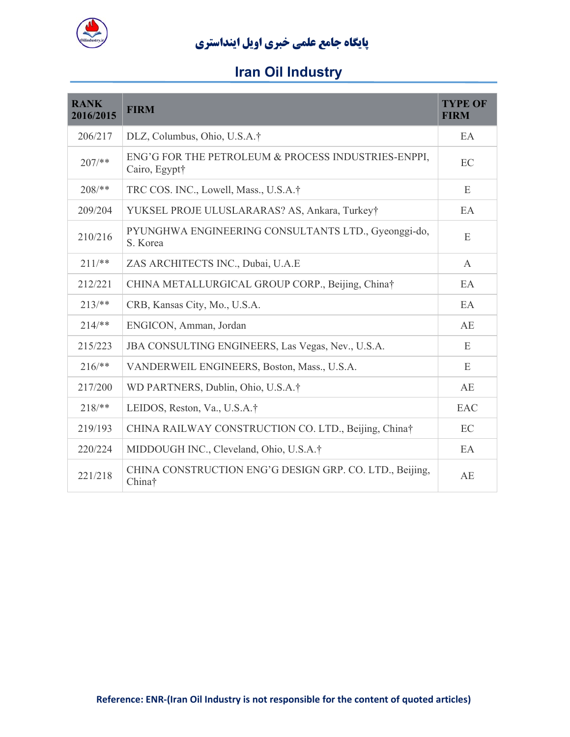| RANK 2016/2015 | FIRM | TYPE OF FIRM |
|---|---|---|
| 206/217 | DLZ, Columbus, Ohio, U.S.A.† | EA |
| 207/** | ENG'G FOR THE PETROLEUM & PROCESS INDUSTRIES-ENPPI, Cairo, Egypt† | EC |
| 208/** | TRC COS. INC., Lowell, Mass., U.S.A.† | E |
| 209/204 | YUKSEL PROJE ULUSLARARAS? AS, Ankara, Turkey† | EA |
| 210/216 | PYUNGHWA ENGINEERING CONSULTANTS LTD., Gyeonggi-do, S. Korea | E |
| 211/** | ZAS ARCHITECTS INC., Dubai, U.A.E | A |
| 212/221 | CHINA METALLURGICAL GROUP CORP., Beijing, China† | EA |
| 213/** | CRB, Kansas City, Mo., U.S.A. | EA |
| 214/** | ENGICON, Amman, Jordan | AE |
| 215/223 | JBA CONSULTING ENGINEERS, Las Vegas, Nev., U.S.A. | E |
| 216/** | VANDERWEIL ENGINEERS, Boston, Mass., U.S.A. | E |
| 217/200 | WD PARTNERS, Dublin, Ohio, U.S.A.† | AE |
| 218/** | LEIDOS, Reston, Va., U.S.A.† | EAC |
| 219/193 | CHINA RAILWAY CONSTRUCTION CO. LTD., Beijing, China† | EC |
| 220/224 | MIDDOUGH INC., Cleveland, Ohio, U.S.A.† | EA |
| 221/218 | CHINA CONSTRUCTION ENG'G DESIGN GRP. CO. LTD., Beijing, China† | AE |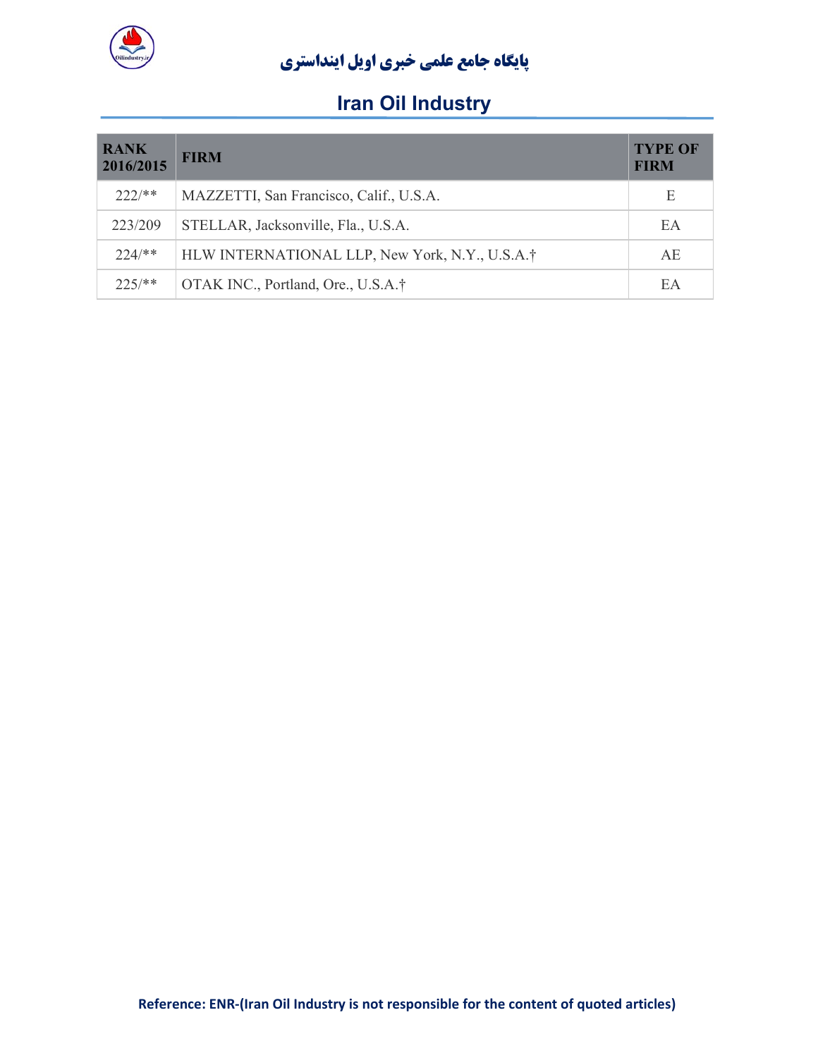| RANK 2016/2015 | FIRM | TYPE OF FIRM |
| --- | --- | --- |
| 222/** | MAZZETTI, San Francisco, Calif., U.S.A. | E |
| 223/209 | STELLAR, Jacksonville, Fla., U.S.A. | EA |
| 224/** | HLW INTERNATIONAL LLP, New York, N.Y., U.S.A.† | AE |
| 225/** | OTAK INC., Portland, Ore., U.S.A.† | EA |